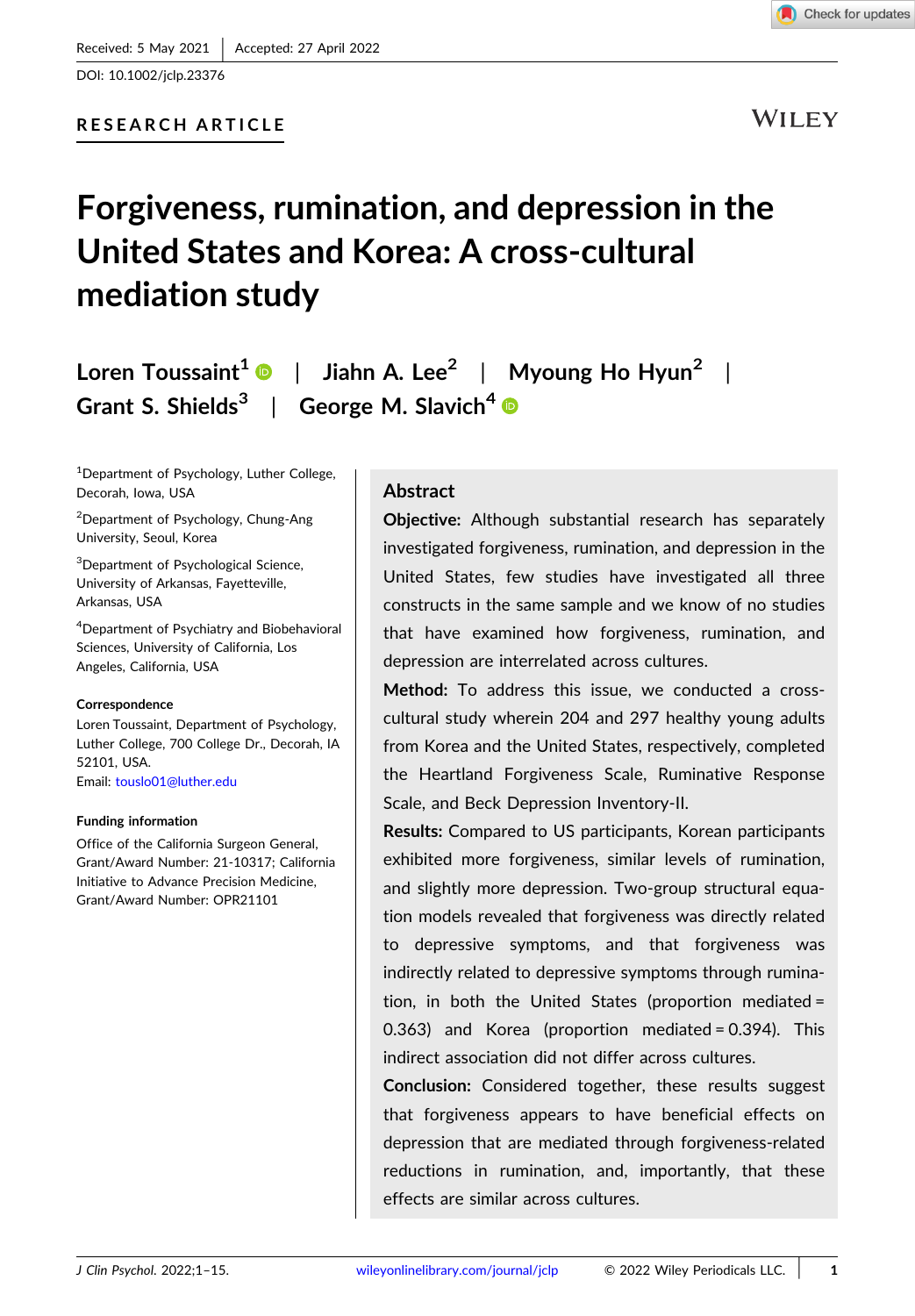Received: 5 May 2021 | Accepted: 27 April 2022

DOI: 10.1002/jclp.23376

RESEARCH ARTICLE

# Forgiveness, rumination, and depression in the United States and Korea: A cross-cultural mediation study

Loren Toussaint[1] | Jiahn A. Lee[2] | Myoung Ho Hyun[2] | Grant S. Shields[3] | George M. Slavich[4]

[1]Department of Psychology, Luther College, Decorah, Iowa, USA

[2]Department of Psychology, Chung-Ang University, Seoul, Korea

[3]Department of Psychological Science, University of Arkansas, Fayetteville, Arkansas, USA

[4]Department of Psychiatry and Biobehavioral Sciences, University of California, Los Angeles, California, USA

**Correspondence**

Loren Toussaint, Department of Psychology, Luther College, 700 College Dr., Decorah, IA 52101, USA.
Email: touslo01@luther.edu

**Funding information**

Office of the California Surgeon General, Grant/Award Number: 21-10317; California Initiative to Advance Precision Medicine, Grant/Award Number: OPR21101

## Abstract

**Objective:** Although substantial research has separately investigated forgiveness, rumination, and depression in the United States, few studies have investigated all three constructs in the same sample and we know of no studies that have examined how forgiveness, rumination, and depression are interrelated across cultures.

**Method:** To address this issue, we conducted a cross-cultural study wherein 204 and 297 healthy young adults from Korea and the United States, respectively, completed the Heartland Forgiveness Scale, Ruminative Response Scale, and Beck Depression Inventory-II.

**Results:** Compared to US participants, Korean participants exhibited more forgiveness, similar levels of rumination, and slightly more depression. Two-group structural equation models revealed that forgiveness was directly related to depressive symptoms, and that forgiveness was indirectly related to depressive symptoms through rumination, in both the United States (proportion mediated = 0.363) and Korea (proportion mediated = 0.394). This indirect association did not differ across cultures.

**Conclusion:** Considered together, these results suggest that forgiveness appears to have beneficial effects on depression that are mediated through forgiveness-related reductions in rumination, and, importantly, that these effects are similar across cultures.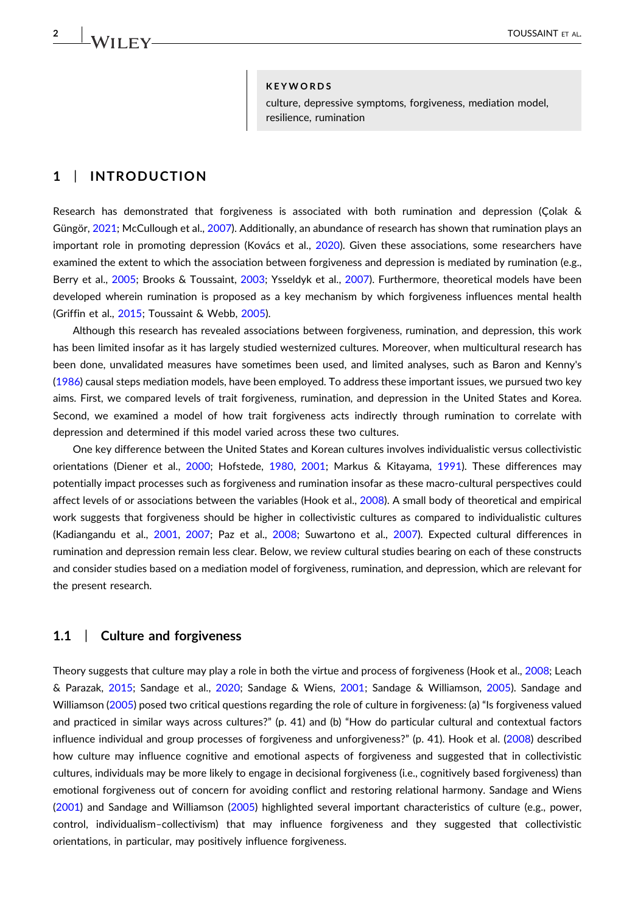**KEYWORDS**

culture, depressive symptoms, forgiveness, mediation model, resilience, rumination

## 1 | INTRODUCTION

Research has demonstrated that forgiveness is associated with both rumination and depression (Çolak & Güngör, 2021; McCullough et al., 2007). Additionally, an abundance of research has shown that rumination plays an important role in promoting depression (Kovács et al., 2020). Given these associations, some researchers have examined the extent to which the association between forgiveness and depression is mediated by rumination (e.g., Berry et al., 2005; Brooks & Toussaint, 2003; Ysseldyk et al., 2007). Furthermore, theoretical models have been developed wherein rumination is proposed as a key mechanism by which forgiveness influences mental health (Griffin et al., 2015; Toussaint & Webb, 2005).

Although this research has revealed associations between forgiveness, rumination, and depression, this work has been limited insofar as it has largely studied westernized cultures. Moreover, when multicultural research has been done, unvalidated measures have sometimes been used, and limited analyses, such as Baron and Kenny's (1986) causal steps mediation models, have been employed. To address these important issues, we pursued two key aims. First, we compared levels of trait forgiveness, rumination, and depression in the United States and Korea. Second, we examined a model of how trait forgiveness acts indirectly through rumination to correlate with depression and determined if this model varied across these two cultures.

One key difference between the United States and Korean cultures involves individualistic versus collectivistic orientations (Diener et al., 2000; Hofstede, 1980, 2001; Markus & Kitayama, 1991). These differences may potentially impact processes such as forgiveness and rumination insofar as these macro-cultural perspectives could affect levels of or associations between the variables (Hook et al., 2008). A small body of theoretical and empirical work suggests that forgiveness should be higher in collectivistic cultures as compared to individualistic cultures (Kadiangandu et al., 2001, 2007; Paz et al., 2008; Suwartono et al., 2007). Expected cultural differences in rumination and depression remain less clear. Below, we review cultural studies bearing on each of these constructs and consider studies based on a mediation model of forgiveness, rumination, and depression, which are relevant for the present research.

### 1.1 | Culture and forgiveness

Theory suggests that culture may play a role in both the virtue and process of forgiveness (Hook et al., 2008; Leach & Parazak, 2015; Sandage et al., 2020; Sandage & Wiens, 2001; Sandage & Williamson, 2005). Sandage and Williamson (2005) posed two critical questions regarding the role of culture in forgiveness: (a) "Is forgiveness valued and practiced in similar ways across cultures?" (p. 41) and (b) "How do particular cultural and contextual factors influence individual and group processes of forgiveness and unforgiveness?" (p. 41). Hook et al. (2008) described how culture may influence cognitive and emotional aspects of forgiveness and suggested that in collectivistic cultures, individuals may be more likely to engage in decisional forgiveness (i.e., cognitively based forgiveness) than emotional forgiveness out of concern for avoiding conflict and restoring relational harmony. Sandage and Wiens (2001) and Sandage and Williamson (2005) highlighted several important characteristics of culture (e.g., power, control, individualism–collectivism) that may influence forgiveness and they suggested that collectivistic orientations, in particular, may positively influence forgiveness.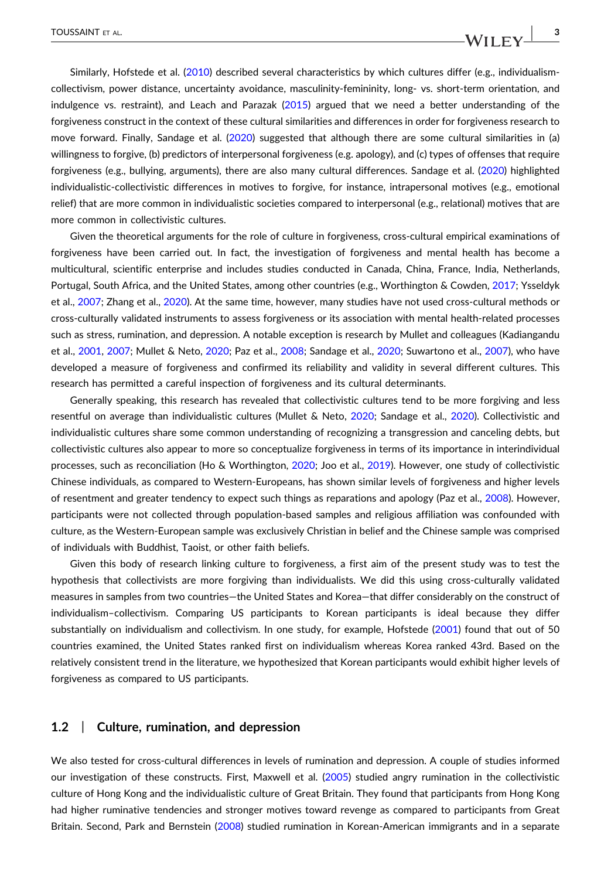Similarly, Hofstede et al. (2010) described several characteristics by which cultures differ (e.g., individualism-collectivism, power distance, uncertainty avoidance, masculinity-femininity, long- vs. short-term orientation, and indulgence vs. restraint), and Leach and Parazak (2015) argued that we need a better understanding of the forgiveness construct in the context of these cultural similarities and differences in order for forgiveness research to move forward. Finally, Sandage et al. (2020) suggested that although there are some cultural similarities in (a) willingness to forgive, (b) predictors of interpersonal forgiveness (e.g. apology), and (c) types of offenses that require forgiveness (e.g., bullying, arguments), there are also many cultural differences. Sandage et al. (2020) highlighted individualistic-collectivistic differences in motives to forgive, for instance, intrapersonal motives (e.g., emotional relief) that are more common in individualistic societies compared to interpersonal (e.g., relational) motives that are more common in collectivistic cultures.

Given the theoretical arguments for the role of culture in forgiveness, cross-cultural empirical examinations of forgiveness have been carried out. In fact, the investigation of forgiveness and mental health has become a multicultural, scientific enterprise and includes studies conducted in Canada, China, France, India, Netherlands, Portugal, South Africa, and the United States, among other countries (e.g., Worthington & Cowden, 2017; Ysseldyk et al., 2007; Zhang et al., 2020). At the same time, however, many studies have not used cross-cultural methods or cross-culturally validated instruments to assess forgiveness or its association with mental health-related processes such as stress, rumination, and depression. A notable exception is research by Mullet and colleagues (Kadiangandu et al., 2001, 2007; Mullet & Neto, 2020; Paz et al., 2008; Sandage et al., 2020; Suwartono et al., 2007), who have developed a measure of forgiveness and confirmed its reliability and validity in several different cultures. This research has permitted a careful inspection of forgiveness and its cultural determinants.

Generally speaking, this research has revealed that collectivistic cultures tend to be more forgiving and less resentful on average than individualistic cultures (Mullet & Neto, 2020; Sandage et al., 2020). Collectivistic and individualistic cultures share some common understanding of recognizing a transgression and canceling debts, but collectivistic cultures also appear to more so conceptualize forgiveness in terms of its importance in interindividual processes, such as reconciliation (Ho & Worthington, 2020; Joo et al., 2019). However, one study of collectivistic Chinese individuals, as compared to Western-Europeans, has shown similar levels of forgiveness and higher levels of resentment and greater tendency to expect such things as reparations and apology (Paz et al., 2008). However, participants were not collected through population-based samples and religious affiliation was confounded with culture, as the Western-European sample was exclusively Christian in belief and the Chinese sample was comprised of individuals with Buddhist, Taoist, or other faith beliefs.

Given this body of research linking culture to forgiveness, a first aim of the present study was to test the hypothesis that collectivists are more forgiving than individualists. We did this using cross-culturally validated measures in samples from two countries—the United States and Korea—that differ considerably on the construct of individualism–collectivism. Comparing US participants to Korean participants is ideal because they differ substantially on individualism and collectivism. In one study, for example, Hofstede (2001) found that out of 50 countries examined, the United States ranked first on individualism whereas Korea ranked 43rd. Based on the relatively consistent trend in the literature, we hypothesized that Korean participants would exhibit higher levels of forgiveness as compared to US participants.

## 1.2 | Culture, rumination, and depression

We also tested for cross-cultural differences in levels of rumination and depression. A couple of studies informed our investigation of these constructs. First, Maxwell et al. (2005) studied angry rumination in the collectivistic culture of Hong Kong and the individualistic culture of Great Britain. They found that participants from Hong Kong had higher ruminative tendencies and stronger motives toward revenge as compared to participants from Great Britain. Second, Park and Bernstein (2008) studied rumination in Korean-American immigrants and in a separate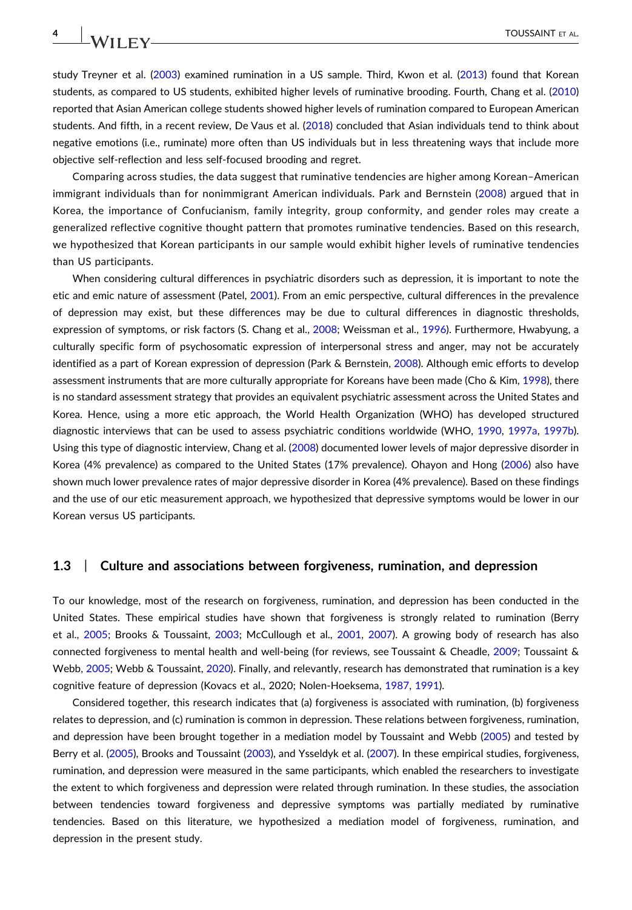study Treyner et al. (2003) examined rumination in a US sample. Third, Kwon et al. (2013) found that Korean students, as compared to US students, exhibited higher levels of ruminative brooding. Fourth, Chang et al. (2010) reported that Asian American college students showed higher levels of rumination compared to European American students. And fifth, in a recent review, De Vaus et al. (2018) concluded that Asian individuals tend to think about negative emotions (i.e., ruminate) more often than US individuals but in less threatening ways that include more objective self-reflection and less self-focused brooding and regret.

Comparing across studies, the data suggest that ruminative tendencies are higher among Korean–American immigrant individuals than for nonimmigrant American individuals. Park and Bernstein (2008) argued that in Korea, the importance of Confucianism, family integrity, group conformity, and gender roles may create a generalized reflective cognitive thought pattern that promotes ruminative tendencies. Based on this research, we hypothesized that Korean participants in our sample would exhibit higher levels of ruminative tendencies than US participants.

When considering cultural differences in psychiatric disorders such as depression, it is important to note the etic and emic nature of assessment (Patel, 2001). From an emic perspective, cultural differences in the prevalence of depression may exist, but these differences may be due to cultural differences in diagnostic thresholds, expression of symptoms, or risk factors (S. Chang et al., 2008; Weissman et al., 1996). Furthermore, Hwabyung, a culturally specific form of psychosomatic expression of interpersonal stress and anger, may not be accurately identified as a part of Korean expression of depression (Park & Bernstein, 2008). Although emic efforts to develop assessment instruments that are more culturally appropriate for Koreans have been made (Cho & Kim, 1998), there is no standard assessment strategy that provides an equivalent psychiatric assessment across the United States and Korea. Hence, using a more etic approach, the World Health Organization (WHO) has developed structured diagnostic interviews that can be used to assess psychiatric conditions worldwide (WHO, 1990, 1997a, 1997b). Using this type of diagnostic interview, Chang et al. (2008) documented lower levels of major depressive disorder in Korea (4% prevalence) as compared to the United States (17% prevalence). Ohayon and Hong (2006) also have shown much lower prevalence rates of major depressive disorder in Korea (4% prevalence). Based on these findings and the use of our etic measurement approach, we hypothesized that depressive symptoms would be lower in our Korean versus US participants.

### 1.3 | Culture and associations between forgiveness, rumination, and depression

To our knowledge, most of the research on forgiveness, rumination, and depression has been conducted in the United States. These empirical studies have shown that forgiveness is strongly related to rumination (Berry et al., 2005; Brooks & Toussaint, 2003; McCullough et al., 2001, 2007). A growing body of research has also connected forgiveness to mental health and well-being (for reviews, see Toussaint & Cheadle, 2009; Toussaint & Webb, 2005; Webb & Toussaint, 2020). Finally, and relevantly, research has demonstrated that rumination is a key cognitive feature of depression (Kovacs et al., 2020; Nolen-Hoeksema, 1987, 1991).

Considered together, this research indicates that (a) forgiveness is associated with rumination, (b) forgiveness relates to depression, and (c) rumination is common in depression. These relations between forgiveness, rumination, and depression have been brought together in a mediation model by Toussaint and Webb (2005) and tested by Berry et al. (2005), Brooks and Toussaint (2003), and Ysseldyk et al. (2007). In these empirical studies, forgiveness, rumination, and depression were measured in the same participants, which enabled the researchers to investigate the extent to which forgiveness and depression were related through rumination. In these studies, the association between tendencies toward forgiveness and depressive symptoms was partially mediated by ruminative tendencies. Based on this literature, we hypothesized a mediation model of forgiveness, rumination, and depression in the present study.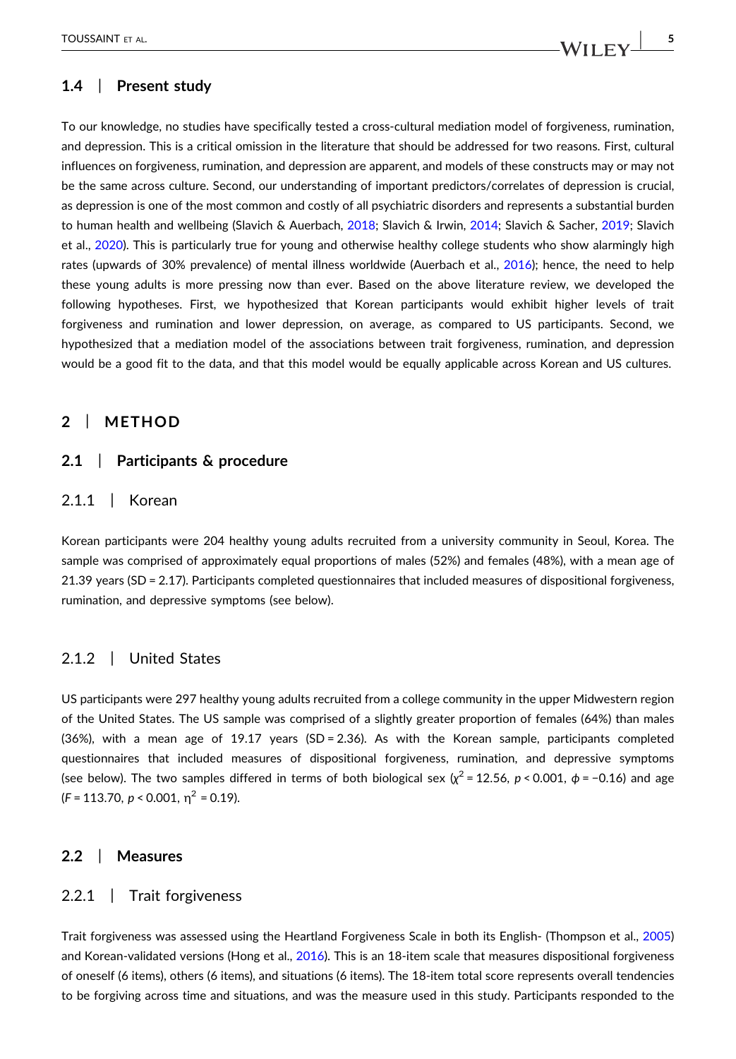### 1.4 | Present study

To our knowledge, no studies have specifically tested a cross-cultural mediation model of forgiveness, rumination, and depression. This is a critical omission in the literature that should be addressed for two reasons. First, cultural influences on forgiveness, rumination, and depression are apparent, and models of these constructs may or may not be the same across culture. Second, our understanding of important predictors/correlates of depression is crucial, as depression is one of the most common and costly of all psychiatric disorders and represents a substantial burden to human health and wellbeing (Slavich & Auerbach, 2018; Slavich & Irwin, 2014; Slavich & Sacher, 2019; Slavich et al., 2020). This is particularly true for young and otherwise healthy college students who show alarmingly high rates (upwards of 30% prevalence) of mental illness worldwide (Auerbach et al., 2016); hence, the need to help these young adults is more pressing now than ever. Based on the above literature review, we developed the following hypotheses. First, we hypothesized that Korean participants would exhibit higher levels of trait forgiveness and rumination and lower depression, on average, as compared to US participants. Second, we hypothesized that a mediation model of the associations between trait forgiveness, rumination, and depression would be a good fit to the data, and that this model would be equally applicable across Korean and US cultures.

## 2 | METHOD

### 2.1 | Participants & procedure

#### 2.1.1 | Korean

Korean participants were 204 healthy young adults recruited from a university community in Seoul, Korea. The sample was comprised of approximately equal proportions of males (52%) and females (48%), with a mean age of 21.39 years (SD = 2.17). Participants completed questionnaires that included measures of dispositional forgiveness, rumination, and depressive symptoms (see below).

#### 2.1.2 | United States

US participants were 297 healthy young adults recruited from a college community in the upper Midwestern region of the United States. The US sample was comprised of a slightly greater proportion of females (64%) than males (36%), with a mean age of 19.17 years (SD = 2.36). As with the Korean sample, participants completed questionnaires that included measures of dispositional forgiveness, rumination, and depressive symptoms (see below). The two samples differed in terms of both biological sex ($\chi^2 = 12.56$, $p < 0.001$, $\phi = -0.16$) and age ($F = 113.70$, $p < 0.001$, $\eta^2 = 0.19$).

### 2.2 | Measures

#### 2.2.1 | Trait forgiveness

Trait forgiveness was assessed using the Heartland Forgiveness Scale in both its English- (Thompson et al., 2005) and Korean-validated versions (Hong et al., 2016). This is an 18-item scale that measures dispositional forgiveness of oneself (6 items), others (6 items), and situations (6 items). The 18-item total score represents overall tendencies to be forgiving across time and situations, and was the measure used in this study. Participants responded to the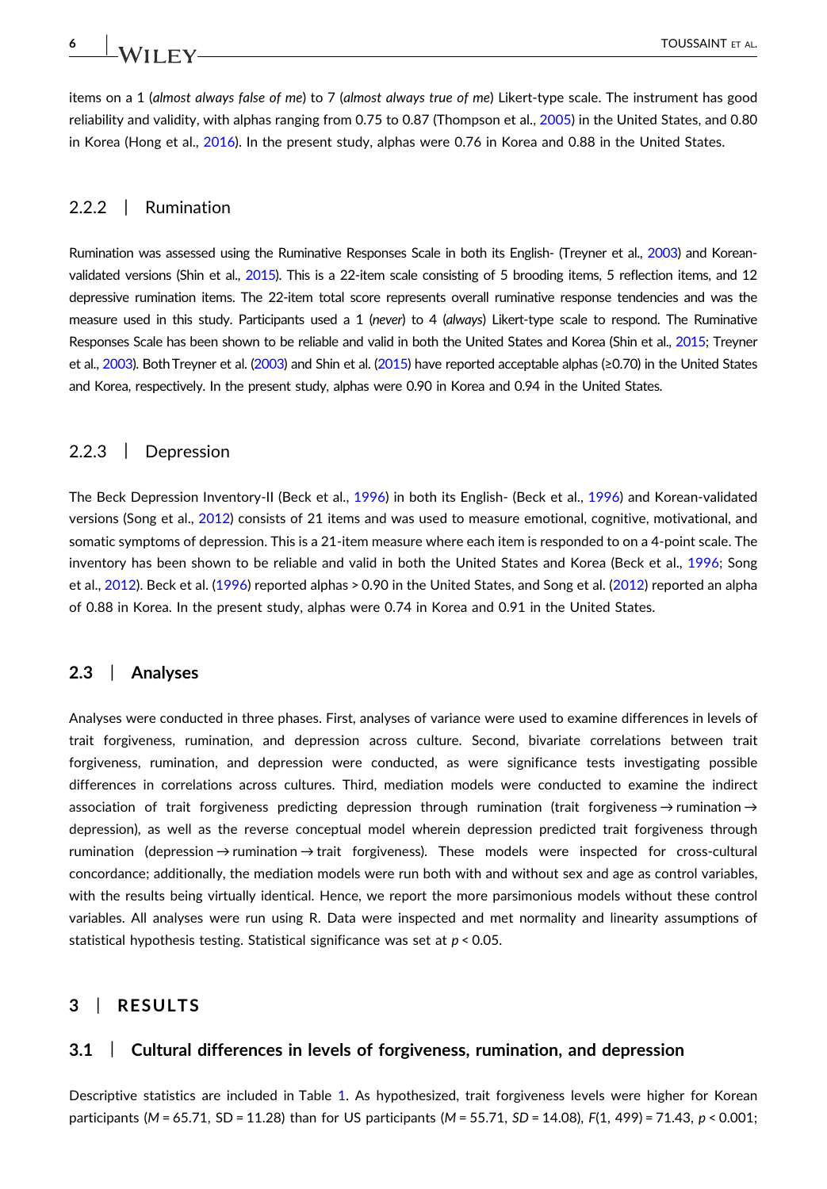items on a 1 (*almost always false of me*) to 7 (*almost always true of me*) Likert-type scale. The instrument has good reliability and validity, with alphas ranging from 0.75 to 0.87 (Thompson et al., 2005) in the United States, and 0.80 in Korea (Hong et al., 2016). In the present study, alphas were 0.76 in Korea and 0.88 in the United States.

### 2.2.2 | Rumination

Rumination was assessed using the Ruminative Responses Scale in both its English- (Treyner et al., 2003) and Korean-validated versions (Shin et al., 2015). This is a 22-item scale consisting of 5 brooding items, 5 reflection items, and 12 depressive rumination items. The 22-item total score represents overall ruminative response tendencies and was the measure used in this study. Participants used a 1 (*never*) to 4 (*always*) Likert-type scale to respond. The Ruminative Responses Scale has been shown to be reliable and valid in both the United States and Korea (Shin et al., 2015; Treyner et al., 2003). Both Treyner et al. (2003) and Shin et al. (2015) have reported acceptable alphas (≥0.70) in the United States and Korea, respectively. In the present study, alphas were 0.90 in Korea and 0.94 in the United States.

### 2.2.3 | Depression

The Beck Depression Inventory-II (Beck et al., 1996) in both its English- (Beck et al., 1996) and Korean-validated versions (Song et al., 2012) consists of 21 items and was used to measure emotional, cognitive, motivational, and somatic symptoms of depression. This is a 21-item measure where each item is responded to on a 4-point scale. The inventory has been shown to be reliable and valid in both the United States and Korea (Beck et al., 1996; Song et al., 2012). Beck et al. (1996) reported alphas > 0.90 in the United States, and Song et al. (2012) reported an alpha of 0.88 in Korea. In the present study, alphas were 0.74 in Korea and 0.91 in the United States.

## 2.3 | Analyses

Analyses were conducted in three phases. First, analyses of variance were used to examine differences in levels of trait forgiveness, rumination, and depression across culture. Second, bivariate correlations between trait forgiveness, rumination, and depression were conducted, as were significance tests investigating possible differences in correlations across cultures. Third, mediation models were conducted to examine the indirect association of trait forgiveness predicting depression through rumination (trait forgiveness → rumination → depression), as well as the reverse conceptual model wherein depression predicted trait forgiveness through rumination (depression → rumination → trait forgiveness). These models were inspected for cross-cultural concordance; additionally, the mediation models were run both with and without sex and age as control variables, with the results being virtually identical. Hence, we report the more parsimonious models without these control variables. All analyses were run using R. Data were inspected and met normality and linearity assumptions of statistical hypothesis testing. Statistical significance was set at $p < 0.05$.

# 3 | RESULTS

## 3.1 | Cultural differences in levels of forgiveness, rumination, and depression

Descriptive statistics are included in Table 1. As hypothesized, trait forgiveness levels were higher for Korean participants ($M = 65.71$, SD = 11.28) than for US participants ($M = 55.71$, $SD = 14.08$), $F(1, 499) = 71.43$, $p < 0.001$;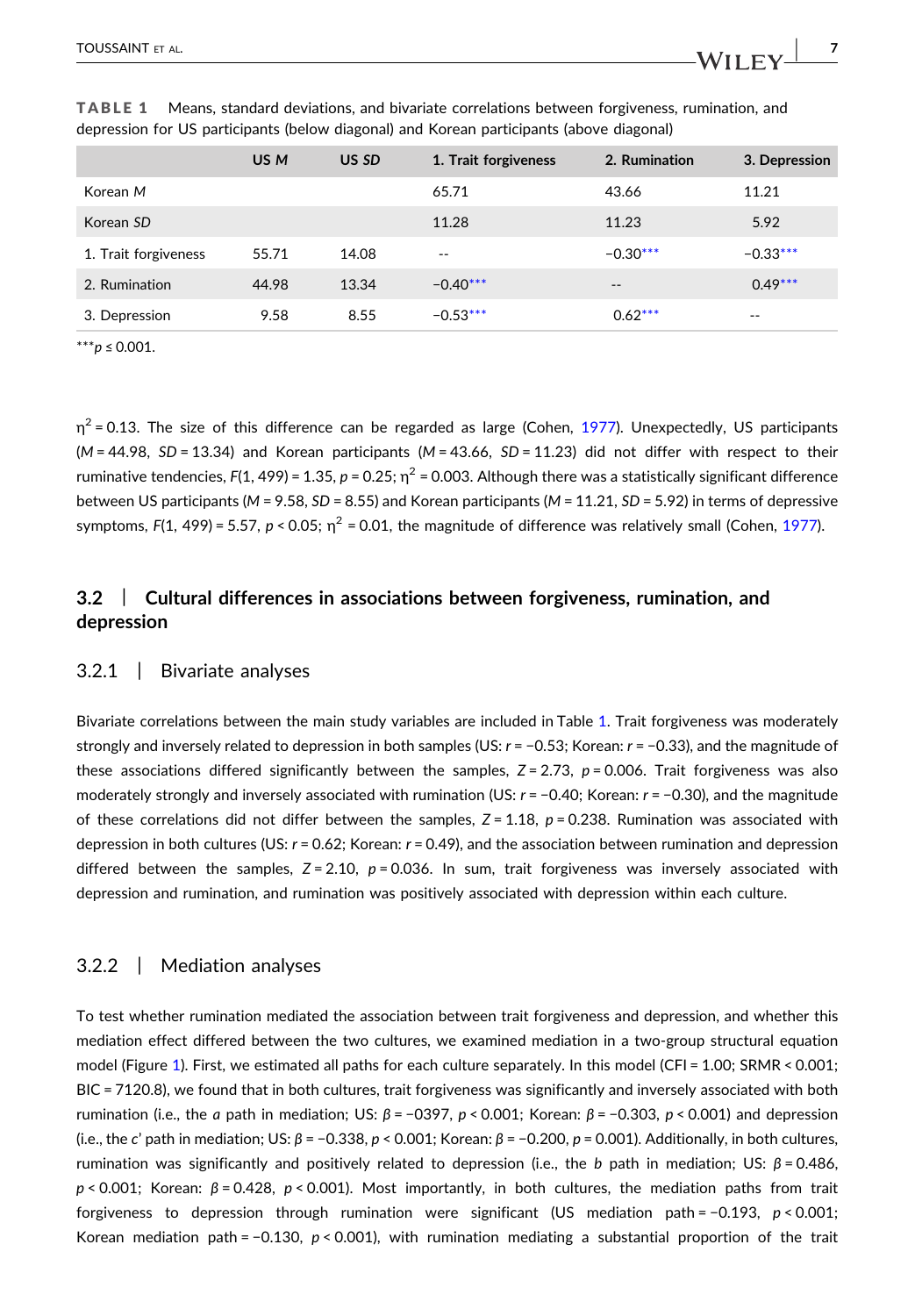**TABLE 1** Means, standard deviations, and bivariate correlations between forgiveness, rumination, and depression for US participants (below diagonal) and Korean participants (above diagonal)

| | US *M* | US *SD* | 1. Trait forgiveness | 2. Rumination | 3. Depression |
|---|---|---|---|---|---|
| Korean *M* | | | 65.71 | 43.66 | 11.21 |
| Korean *SD* | | | 11.28 | 11.23 | 5.92 |
| 1. Trait forgiveness | 55.71 | 14.08 | -- | −0.30*** | −0.33*** |
| 2. Rumination | 44.98 | 13.34 | −0.40*** | -- | 0.49*** |
| 3. Depression | 9.58 | 8.55 | −0.53*** | 0.62*** | -- |

***$p \leq 0.001$.

$\eta^2 = 0.13$. The size of this difference can be regarded as large (Cohen, 1977). Unexpectedly, US participants ($M = 44.98$, $SD = 13.34$) and Korean participants ($M = 43.66$, $SD = 11.23$) did not differ with respect to their ruminative tendencies, $F(1, 499) = 1.35$, $p = 0.25$; $\eta^2 = 0.003$. Although there was a statistically significant difference between US participants ($M = 9.58$, $SD = 8.55$) and Korean participants ($M = 11.21$, $SD = 5.92$) in terms of depressive symptoms, $F(1, 499) = 5.57$, $p < 0.05$; $\eta^2 = 0.01$, the magnitude of difference was relatively small (Cohen, 1977).

## 3.2 | Cultural differences in associations between forgiveness, rumination, and depression

### 3.2.1 | Bivariate analyses

Bivariate correlations between the main study variables are included in Table 1. Trait forgiveness was moderately strongly and inversely related to depression in both samples (US: $r = -0.53$; Korean: $r = -0.33$), and the magnitude of these associations differed significantly between the samples, $Z = 2.73$, $p = 0.006$. Trait forgiveness was also moderately strongly and inversely associated with rumination (US: $r = -0.40$; Korean: $r = -0.30$), and the magnitude of these correlations did not differ between the samples, $Z = 1.18$, $p = 0.238$. Rumination was associated with depression in both cultures (US: $r = 0.62$; Korean: $r = 0.49$), and the association between rumination and depression differed between the samples, $Z = 2.10$, $p = 0.036$. In sum, trait forgiveness was inversely associated with depression and rumination, and rumination was positively associated with depression within each culture.

### 3.2.2 | Mediation analyses

To test whether rumination mediated the association between trait forgiveness and depression, and whether this mediation effect differed between the two cultures, we examined mediation in a two-group structural equation model (Figure 1). First, we estimated all paths for each culture separately. In this model (CFI = 1.00; SRMR < 0.001; BIC = 7120.8), we found that in both cultures, trait forgiveness was significantly and inversely associated with both rumination (i.e., the *a* path in mediation; US: $\beta = -0397$, $p < 0.001$; Korean: $\beta = -0.303$, $p < 0.001$) and depression (i.e., the *c'* path in mediation; US: $\beta = -0.338$, $p < 0.001$; Korean: $\beta = -0.200$, $p = 0.001$). Additionally, in both cultures, rumination was significantly and positively related to depression (i.e., the *b* path in mediation; US: $\beta = 0.486$, $p < 0.001$; Korean: $\beta = 0.428$, $p < 0.001$). Most importantly, in both cultures, the mediation paths from trait forgiveness to depression through rumination were significant (US mediation path = −0.193, $p < 0.001$; Korean mediation path = −0.130, $p < 0.001$), with rumination mediating a substantial proportion of the trait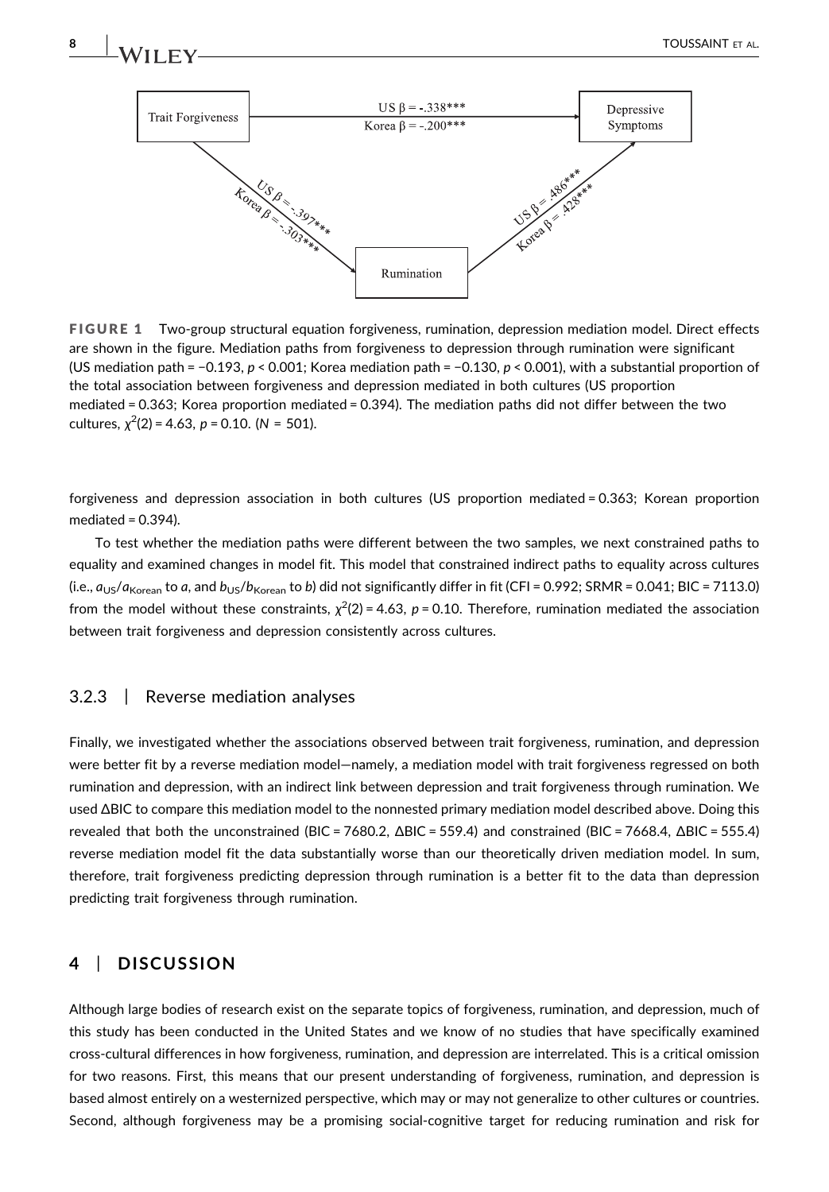Trait Forgiveness → Depressive Symptoms: US β = -.338***; Korea β = −.200***

Trait Forgiveness → Rumination: US β = -.397***; Korea β = -.303***

Rumination → Depressive Symptoms: US β = .486***; Korea β = .428***

**FIGURE 1** Two-group structural equation forgiveness, rumination, depression mediation model. Direct effects are shown in the figure. Mediation paths from forgiveness to depression through rumination were significant (US mediation path = −0.193, $p < 0.001$; Korea mediation path = −0.130, $p < 0.001$), with a substantial proportion of the total association between forgiveness and depression mediated in both cultures (US proportion mediated = 0.363; Korea proportion mediated = 0.394). The mediation paths did not differ between the two cultures, $\chi^2(2) = 4.63$, $p = 0.10$. ($N = 501$).

forgiveness and depression association in both cultures (US proportion mediated = 0.363; Korean proportion mediated = 0.394).

To test whether the mediation paths were different between the two samples, we next constrained paths to equality and examined changes in model fit. This model that constrained indirect paths to equality across cultures (i.e., $a_{US}/a_{Korean}$ to $a$, and $b_{US}/b_{Korean}$ to $b$) did not significantly differ in fit (CFI = 0.992; SRMR = 0.041; BIC = 7113.0) from the model without these constraints, $\chi^2(2) = 4.63$, $p = 0.10$. Therefore, rumination mediated the association between trait forgiveness and depression consistently across cultures.

### 3.2.3 | Reverse mediation analyses

Finally, we investigated whether the associations observed between trait forgiveness, rumination, and depression were better fit by a reverse mediation model—namely, a mediation model with trait forgiveness regressed on both rumination and depression, with an indirect link between depression and trait forgiveness through rumination. We used ΔBIC to compare this mediation model to the nonnested primary mediation model described above. Doing this revealed that both the unconstrained (BIC = 7680.2, ΔBIC = 559.4) and constrained (BIC = 7668.4, ΔBIC = 555.4) reverse mediation model fit the data substantially worse than our theoretically driven mediation model. In sum, therefore, trait forgiveness predicting depression through rumination is a better fit to the data than depression predicting trait forgiveness through rumination.

## 4 | DISCUSSION

Although large bodies of research exist on the separate topics of forgiveness, rumination, and depression, much of this study has been conducted in the United States and we know of no studies that have specifically examined cross-cultural differences in how forgiveness, rumination, and depression are interrelated. This is a critical omission for two reasons. First, this means that our present understanding of forgiveness, rumination, and depression is based almost entirely on a westernized perspective, which may or may not generalize to other cultures or countries. Second, although forgiveness may be a promising social-cognitive target for reducing rumination and risk for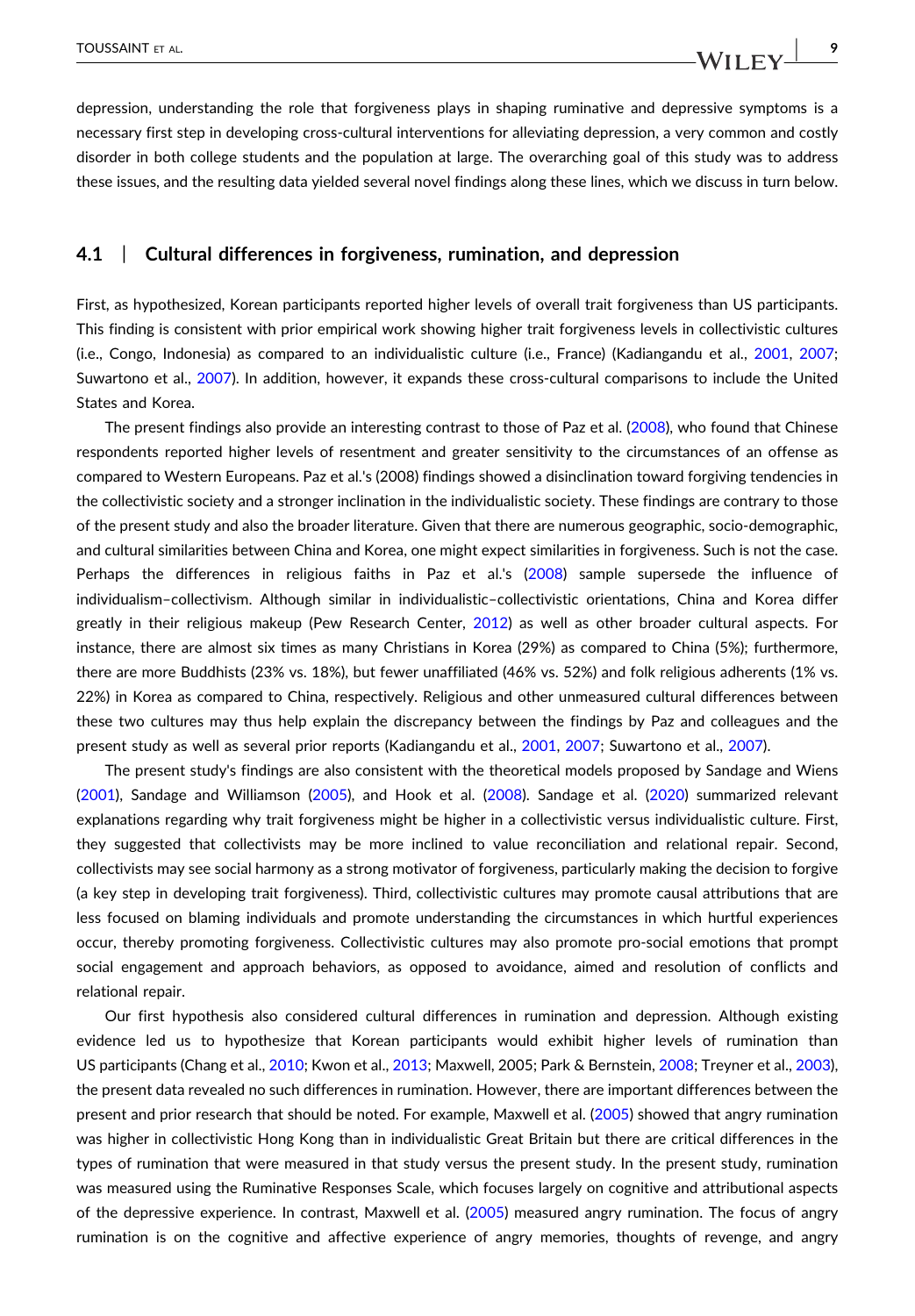depression, understanding the role that forgiveness plays in shaping ruminative and depressive symptoms is a necessary first step in developing cross-cultural interventions for alleviating depression, a very common and costly disorder in both college students and the population at large. The overarching goal of this study was to address these issues, and the resulting data yielded several novel findings along these lines, which we discuss in turn below.

## 4.1 | Cultural differences in forgiveness, rumination, and depression

First, as hypothesized, Korean participants reported higher levels of overall trait forgiveness than US participants. This finding is consistent with prior empirical work showing higher trait forgiveness levels in collectivistic cultures (i.e., Congo, Indonesia) as compared to an individualistic culture (i.e., France) (Kadiangandu et al., 2001, 2007; Suwartono et al., 2007). In addition, however, it expands these cross-cultural comparisons to include the United States and Korea.

The present findings also provide an interesting contrast to those of Paz et al. (2008), who found that Chinese respondents reported higher levels of resentment and greater sensitivity to the circumstances of an offense as compared to Western Europeans. Paz et al.'s (2008) findings showed a disinclination toward forgiving tendencies in the collectivistic society and a stronger inclination in the individualistic society. These findings are contrary to those of the present study and also the broader literature. Given that there are numerous geographic, socio-demographic, and cultural similarities between China and Korea, one might expect similarities in forgiveness. Such is not the case. Perhaps the differences in religious faiths in Paz et al.'s (2008) sample supersede the influence of individualism–collectivism. Although similar in individualistic–collectivistic orientations, China and Korea differ greatly in their religious makeup (Pew Research Center, 2012) as well as other broader cultural aspects. For instance, there are almost six times as many Christians in Korea (29%) as compared to China (5%); furthermore, there are more Buddhists (23% vs. 18%), but fewer unaffiliated (46% vs. 52%) and folk religious adherents (1% vs. 22%) in Korea as compared to China, respectively. Religious and other unmeasured cultural differences between these two cultures may thus help explain the discrepancy between the findings by Paz and colleagues and the present study as well as several prior reports (Kadiangandu et al., 2001, 2007; Suwartono et al., 2007).

The present study's findings are also consistent with the theoretical models proposed by Sandage and Wiens (2001), Sandage and Williamson (2005), and Hook et al. (2008). Sandage et al. (2020) summarized relevant explanations regarding why trait forgiveness might be higher in a collectivistic versus individualistic culture. First, they suggested that collectivists may be more inclined to value reconciliation and relational repair. Second, collectivists may see social harmony as a strong motivator of forgiveness, particularly making the decision to forgive (a key step in developing trait forgiveness). Third, collectivistic cultures may promote causal attributions that are less focused on blaming individuals and promote understanding the circumstances in which hurtful experiences occur, thereby promoting forgiveness. Collectivistic cultures may also promote pro-social emotions that prompt social engagement and approach behaviors, as opposed to avoidance, aimed and resolution of conflicts and relational repair.

Our first hypothesis also considered cultural differences in rumination and depression. Although existing evidence led us to hypothesize that Korean participants would exhibit higher levels of rumination than US participants (Chang et al., 2010; Kwon et al., 2013; Maxwell, 2005; Park & Bernstein, 2008; Treyner et al., 2003), the present data revealed no such differences in rumination. However, there are important differences between the present and prior research that should be noted. For example, Maxwell et al. (2005) showed that angry rumination was higher in collectivistic Hong Kong than in individualistic Great Britain but there are critical differences in the types of rumination that were measured in that study versus the present study. In the present study, rumination was measured using the Ruminative Responses Scale, which focuses largely on cognitive and attributional aspects of the depressive experience. In contrast, Maxwell et al. (2005) measured angry rumination. The focus of angry rumination is on the cognitive and affective experience of angry memories, thoughts of revenge, and angry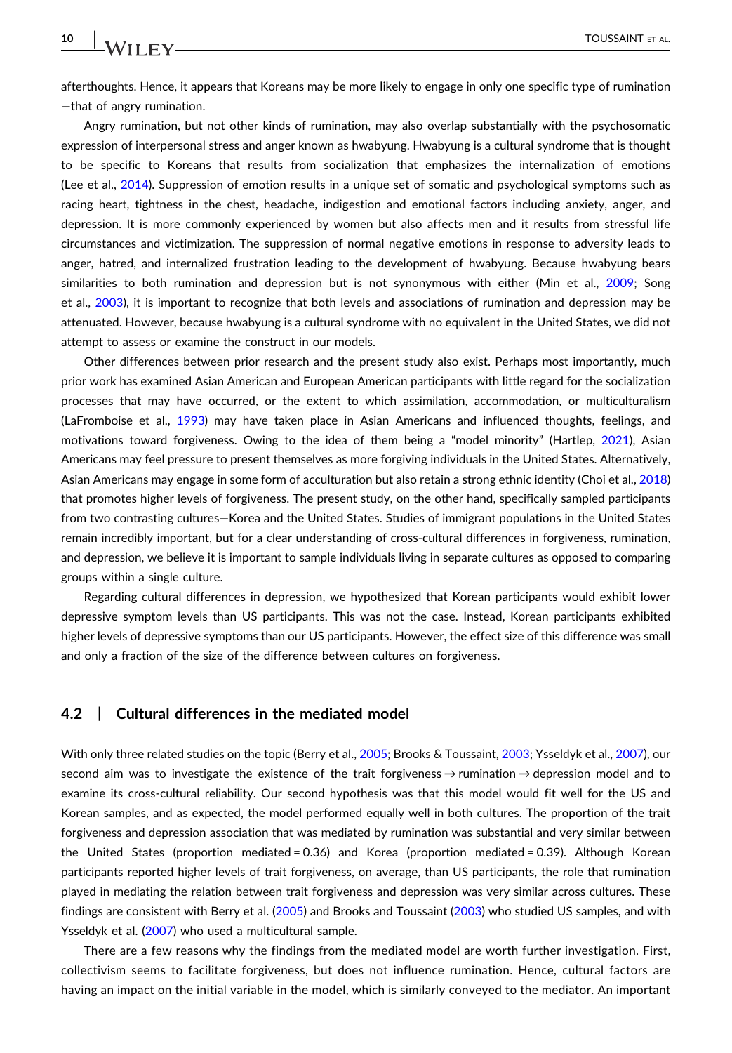afterthoughts. Hence, it appears that Koreans may be more likely to engage in only one specific type of rumination—that of angry rumination.

Angry rumination, but not other kinds of rumination, may also overlap substantially with the psychosomatic expression of interpersonal stress and anger known as hwabyung. Hwabyung is a cultural syndrome that is thought to be specific to Koreans that results from socialization that emphasizes the internalization of emotions (Lee et al., 2014). Suppression of emotion results in a unique set of somatic and psychological symptoms such as racing heart, tightness in the chest, headache, indigestion and emotional factors including anxiety, anger, and depression. It is more commonly experienced by women but also affects men and it results from stressful life circumstances and victimization. The suppression of normal negative emotions in response to adversity leads to anger, hatred, and internalized frustration leading to the development of hwabyung. Because hwabyung bears similarities to both rumination and depression but is not synonymous with either (Min et al., 2009; Song et al., 2003), it is important to recognize that both levels and associations of rumination and depression may be attenuated. However, because hwabyung is a cultural syndrome with no equivalent in the United States, we did not attempt to assess or examine the construct in our models.

Other differences between prior research and the present study also exist. Perhaps most importantly, much prior work has examined Asian American and European American participants with little regard for the socialization processes that may have occurred, or the extent to which assimilation, accommodation, or multiculturalism (LaFromboise et al., 1993) may have taken place in Asian Americans and influenced thoughts, feelings, and motivations toward forgiveness. Owing to the idea of them being a "model minority" (Hartlep, 2021), Asian Americans may feel pressure to present themselves as more forgiving individuals in the United States. Alternatively, Asian Americans may engage in some form of acculturation but also retain a strong ethnic identity (Choi et al., 2018) that promotes higher levels of forgiveness. The present study, on the other hand, specifically sampled participants from two contrasting cultures—Korea and the United States. Studies of immigrant populations in the United States remain incredibly important, but for a clear understanding of cross-cultural differences in forgiveness, rumination, and depression, we believe it is important to sample individuals living in separate cultures as opposed to comparing groups within a single culture.

Regarding cultural differences in depression, we hypothesized that Korean participants would exhibit lower depressive symptom levels than US participants. This was not the case. Instead, Korean participants exhibited higher levels of depressive symptoms than our US participants. However, the effect size of this difference was small and only a fraction of the size of the difference between cultures on forgiveness.

## 4.2 | Cultural differences in the mediated model

With only three related studies on the topic (Berry et al., 2005; Brooks & Toussaint, 2003; Ysseldyk et al., 2007), our second aim was to investigate the existence of the trait forgiveness → rumination → depression model and to examine its cross-cultural reliability. Our second hypothesis was that this model would fit well for the US and Korean samples, and as expected, the model performed equally well in both cultures. The proportion of the trait forgiveness and depression association that was mediated by rumination was substantial and very similar between the United States (proportion mediated = 0.36) and Korea (proportion mediated = 0.39). Although Korean participants reported higher levels of trait forgiveness, on average, than US participants, the role that rumination played in mediating the relation between trait forgiveness and depression was very similar across cultures. These findings are consistent with Berry et al. (2005) and Brooks and Toussaint (2003) who studied US samples, and with Ysseldyk et al. (2007) who used a multicultural sample.

There are a few reasons why the findings from the mediated model are worth further investigation. First, collectivism seems to facilitate forgiveness, but does not influence rumination. Hence, cultural factors are having an impact on the initial variable in the model, which is similarly conveyed to the mediator. An important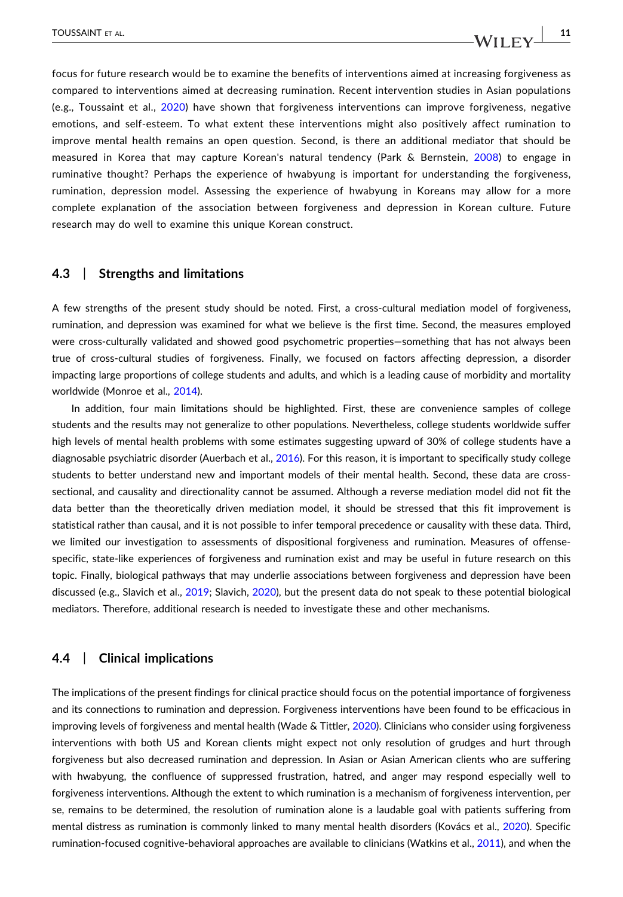focus for future research would be to examine the benefits of interventions aimed at increasing forgiveness as compared to interventions aimed at decreasing rumination. Recent intervention studies in Asian populations (e.g., Toussaint et al., 2020) have shown that forgiveness interventions can improve forgiveness, negative emotions, and self-esteem. To what extent these interventions might also positively affect rumination to improve mental health remains an open question. Second, is there an additional mediator that should be measured in Korea that may capture Korean's natural tendency (Park & Bernstein, 2008) to engage in ruminative thought? Perhaps the experience of hwabyung is important for understanding the forgiveness, rumination, depression model. Assessing the experience of hwabyung in Koreans may allow for a more complete explanation of the association between forgiveness and depression in Korean culture. Future research may do well to examine this unique Korean construct.

### 4.3 | Strengths and limitations

A few strengths of the present study should be noted. First, a cross-cultural mediation model of forgiveness, rumination, and depression was examined for what we believe is the first time. Second, the measures employed were cross-culturally validated and showed good psychometric properties—something that has not always been true of cross-cultural studies of forgiveness. Finally, we focused on factors affecting depression, a disorder impacting large proportions of college students and adults, and which is a leading cause of morbidity and mortality worldwide (Monroe et al., 2014).

In addition, four main limitations should be highlighted. First, these are convenience samples of college students and the results may not generalize to other populations. Nevertheless, college students worldwide suffer high levels of mental health problems with some estimates suggesting upward of 30% of college students have a diagnosable psychiatric disorder (Auerbach et al., 2016). For this reason, it is important to specifically study college students to better understand new and important models of their mental health. Second, these data are cross-sectional, and causality and directionality cannot be assumed. Although a reverse mediation model did not fit the data better than the theoretically driven mediation model, it should be stressed that this fit improvement is statistical rather than causal, and it is not possible to infer temporal precedence or causality with these data. Third, we limited our investigation to assessments of dispositional forgiveness and rumination. Measures of offense-specific, state-like experiences of forgiveness and rumination exist and may be useful in future research on this topic. Finally, biological pathways that may underlie associations between forgiveness and depression have been discussed (e.g., Slavich et al., 2019; Slavich, 2020), but the present data do not speak to these potential biological mediators. Therefore, additional research is needed to investigate these and other mechanisms.

### 4.4 | Clinical implications

The implications of the present findings for clinical practice should focus on the potential importance of forgiveness and its connections to rumination and depression. Forgiveness interventions have been found to be efficacious in improving levels of forgiveness and mental health (Wade & Tittler, 2020). Clinicians who consider using forgiveness interventions with both US and Korean clients might expect not only resolution of grudges and hurt through forgiveness but also decreased rumination and depression. In Asian or Asian American clients who are suffering with hwabyung, the confluence of suppressed frustration, hatred, and anger may respond especially well to forgiveness interventions. Although the extent to which rumination is a mechanism of forgiveness intervention, per se, remains to be determined, the resolution of rumination alone is a laudable goal with patients suffering from mental distress as rumination is commonly linked to many mental health disorders (Kovács et al., 2020). Specific rumination-focused cognitive-behavioral approaches are available to clinicians (Watkins et al., 2011), and when the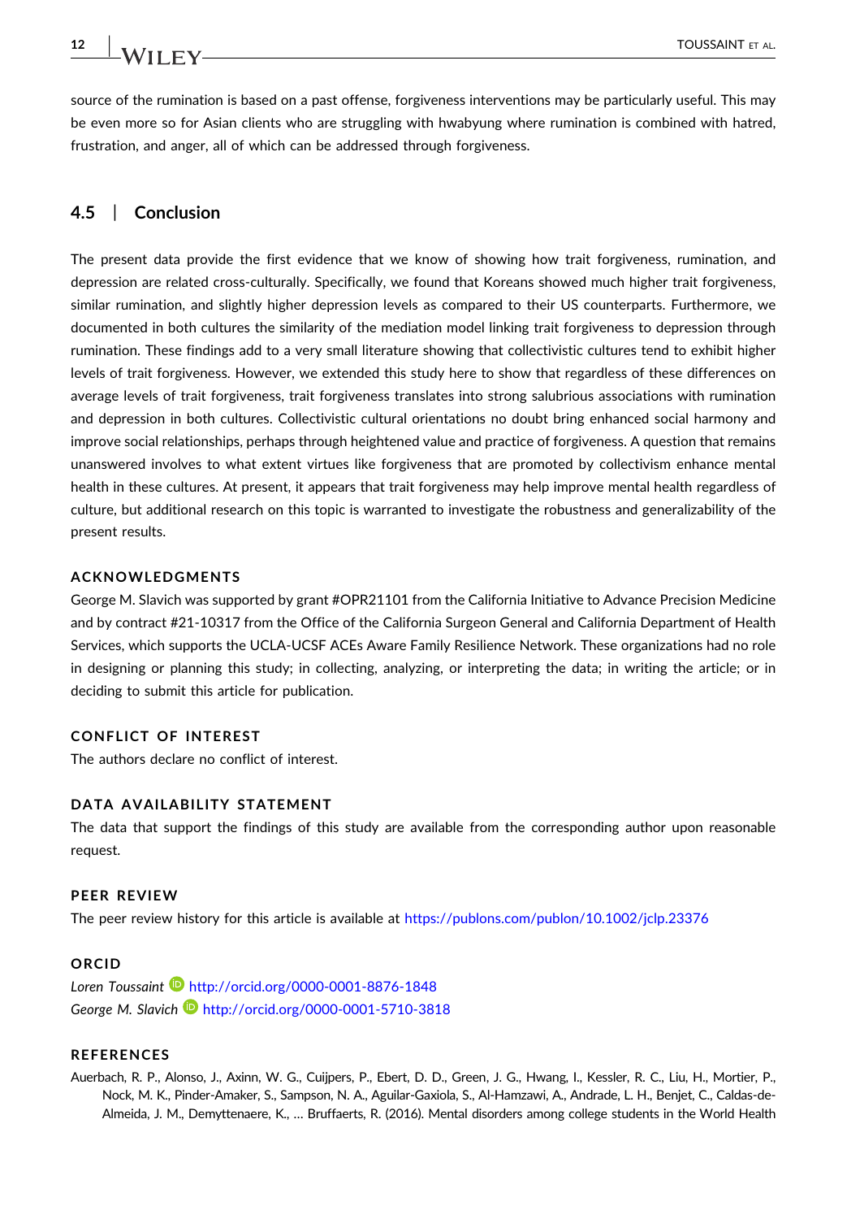source of the rumination is based on a past offense, forgiveness interventions may be particularly useful. This may be even more so for Asian clients who are struggling with hwabyung where rumination is combined with hatred, frustration, and anger, all of which can be addressed through forgiveness.

### 4.5 | Conclusion

The present data provide the first evidence that we know of showing how trait forgiveness, rumination, and depression are related cross-culturally. Specifically, we found that Koreans showed much higher trait forgiveness, similar rumination, and slightly higher depression levels as compared to their US counterparts. Furthermore, we documented in both cultures the similarity of the mediation model linking trait forgiveness to depression through rumination. These findings add to a very small literature showing that collectivistic cultures tend to exhibit higher levels of trait forgiveness. However, we extended this study here to show that regardless of these differences on average levels of trait forgiveness, trait forgiveness translates into strong salubrious associations with rumination and depression in both cultures. Collectivistic cultural orientations no doubt bring enhanced social harmony and improve social relationships, perhaps through heightened value and practice of forgiveness. A question that remains unanswered involves to what extent virtues like forgiveness that are promoted by collectivism enhance mental health in these cultures. At present, it appears that trait forgiveness may help improve mental health regardless of culture, but additional research on this topic is warranted to investigate the robustness and generalizability of the present results.

#### ACKNOWLEDGMENTS

George M. Slavich was supported by grant #OPR21101 from the California Initiative to Advance Precision Medicine and by contract #21-10317 from the Office of the California Surgeon General and California Department of Health Services, which supports the UCLA-UCSF ACEs Aware Family Resilience Network. These organizations had no role in designing or planning this study; in collecting, analyzing, or interpreting the data; in writing the article; or in deciding to submit this article for publication.

#### CONFLICT OF INTEREST

The authors declare no conflict of interest.

#### DATA AVAILABILITY STATEMENT

The data that support the findings of this study are available from the corresponding author upon reasonable request.

#### PEER REVIEW

The peer review history for this article is available at https://publons.com/publon/10.1002/jclp.23376

#### ORCID

*Loren Toussaint* http://orcid.org/0000-0001-8876-1848
*George M. Slavich* http://orcid.org/0000-0001-5710-3818

#### REFERENCES

Auerbach, R. P., Alonso, J., Axinn, W. G., Cuijpers, P., Ebert, D. D., Green, J. G., Hwang, I., Kessler, R. C., Liu, H., Mortier, P., Nock, M. K., Pinder-Amaker, S., Sampson, N. A., Aguilar-Gaxiola, S., Al-Hamzawi, A., Andrade, L. H., Benjet, C., Caldas-de-Almeida, J. M., Demyttenaere, K., … Bruffaerts, R. (2016). Mental disorders among college students in the World Health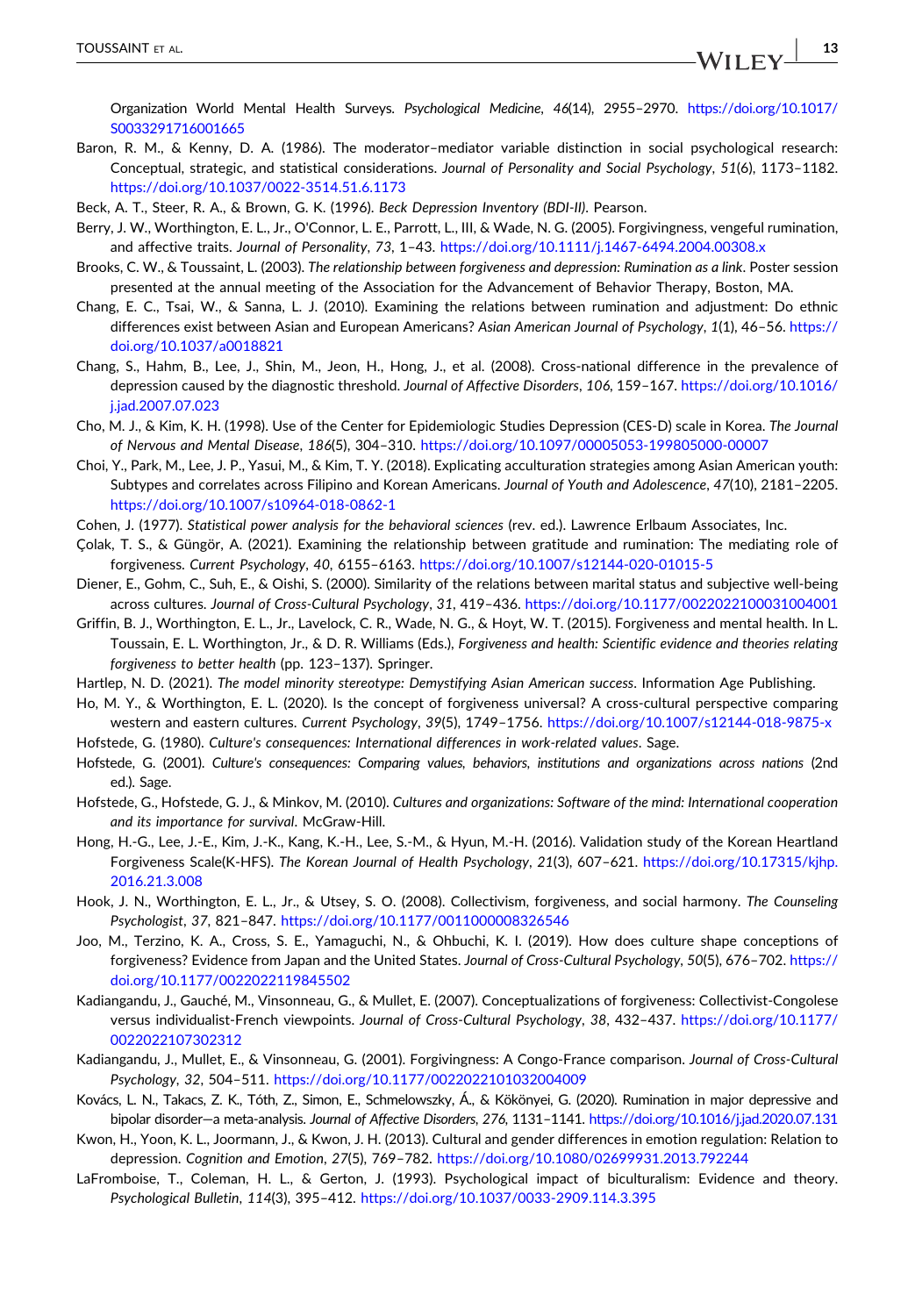Organization World Mental Health Surveys. *Psychological Medicine*, *46*(14), 2955–2970. https://doi.org/10.1017/S0033291716001665

Baron, R. M., & Kenny, D. A. (1986). The moderator–mediator variable distinction in social psychological research: Conceptual, strategic, and statistical considerations. *Journal of Personality and Social Psychology*, *51*(6), 1173–1182. https://doi.org/10.1037/0022-3514.51.6.1173

Beck, A. T., Steer, R. A., & Brown, G. K. (1996). *Beck Depression Inventory (BDI-II)*. Pearson.

Berry, J. W., Worthington, E. L., Jr., O'Connor, L. E., Parrott, L., III, & Wade, N. G. (2005). Forgivingness, vengeful rumination, and affective traits. *Journal of Personality*, *73*, 1–43. https://doi.org/10.1111/j.1467-6494.2004.00308.x

Brooks, C. W., & Toussaint, L. (2003). *The relationship between forgiveness and depression: Rumination as a link*. Poster session presented at the annual meeting of the Association for the Advancement of Behavior Therapy, Boston, MA.

Chang, E. C., Tsai, W., & Sanna, L. J. (2010). Examining the relations between rumination and adjustment: Do ethnic differences exist between Asian and European Americans? *Asian American Journal of Psychology*, *1*(1), 46–56. https://doi.org/10.1037/a0018821

Chang, S., Hahm, B., Lee, J., Shin, M., Jeon, H., Hong, J., et al. (2008). Cross-national difference in the prevalence of depression caused by the diagnostic threshold. *Journal of Affective Disorders*, *106*, 159–167. https://doi.org/10.1016/j.jad.2007.07.023

Cho, M. J., & Kim, K. H. (1998). Use of the Center for Epidemiologic Studies Depression (CES-D) scale in Korea. *The Journal of Nervous and Mental Disease*, *186*(5), 304–310. https://doi.org/10.1097/00005053-199805000-00007

Choi, Y., Park, M., Lee, J. P., Yasui, M., & Kim, T. Y. (2018). Explicating acculturation strategies among Asian American youth: Subtypes and correlates across Filipino and Korean Americans. *Journal of Youth and Adolescence*, *47*(10), 2181–2205. https://doi.org/10.1007/s10964-018-0862-1

Cohen, J. (1977). *Statistical power analysis for the behavioral sciences* (rev. ed.). Lawrence Erlbaum Associates, Inc.

Çolak, T. S., & Güngör, A. (2021). Examining the relationship between gratitude and rumination: The mediating role of forgiveness. *Current Psychology*, *40*, 6155–6163. https://doi.org/10.1007/s12144-020-01015-5

Diener, E., Gohm, C., Suh, E., & Oishi, S. (2000). Similarity of the relations between marital status and subjective well-being across cultures. *Journal of Cross-Cultural Psychology*, *31*, 419–436. https://doi.org/10.1177/0022022100031004001

Griffin, B. J., Worthington, E. L., Jr., Lavelock, C. R., Wade, N. G., & Hoyt, W. T. (2015). Forgiveness and mental health. In L. Toussaint, E. L. Worthington, Jr., & D. R. Williams (Eds.), *Forgiveness and health: Scientific evidence and theories relating forgiveness to better health* (pp. 123–137). Springer.

Hartlep, N. D. (2021). *The model minority stereotype: Demystifying Asian American success*. Information Age Publishing.

Ho, M. Y., & Worthington, E. L. (2020). Is the concept of forgiveness universal? A cross-cultural perspective comparing western and eastern cultures. *Current Psychology*, *39*(5), 1749–1756. https://doi.org/10.1007/s12144-018-9875-x

Hofstede, G. (1980). *Culture's consequences: International differences in work-related values*. Sage.

Hofstede, G. (2001). *Culture's consequences: Comparing values, behaviors, institutions and organizations across nations* (2nd ed.). Sage.

Hofstede, G., Hofstede, G. J., & Minkov, M. (2010). *Cultures and organizations: Software of the mind: International cooperation and its importance for survival*. McGraw-Hill.

Hong, H.-G., Lee, J.-E., Kim, J.-K., Kang, K.-H., Lee, S.-M., & Hyun, M.-H. (2016). Validation study of the Korean Heartland Forgiveness Scale(K-HFS). *The Korean Journal of Health Psychology*, *21*(3), 607–621. https://doi.org/10.17315/kjhp.2016.21.3.008

Hook, J. N., Worthington, E. L., Jr., & Utsey, S. O. (2008). Collectivism, forgiveness, and social harmony. *The Counseling Psychologist*, *37*, 821–847. https://doi.org/10.1177/0011000008326546

Joo, M., Terzino, K. A., Cross, S. E., Yamaguchi, N., & Ohbuchi, K. I. (2019). How does culture shape conceptions of forgiveness? Evidence from Japan and the United States. *Journal of Cross-Cultural Psychology*, *50*(5), 676–702. https://doi.org/10.1177/0022022119845502

Kadiangandu, J., Gauché, M., Vinsonneau, G., & Mullet, E. (2007). Conceptualizations of forgiveness: Collectivist-Congolese versus individualist-French viewpoints. *Journal of Cross-Cultural Psychology*, *38*, 432–437. https://doi.org/10.1177/0022022107302312

Kadiangandu, J., Mullet, E., & Vinsonneau, G. (2001). Forgivingness: A Congo-France comparison. *Journal of Cross-Cultural Psychology*, *32*, 504–511. https://doi.org/10.1177/0022022101032004009

Kovács, L. N., Takacs, Z. K., Tóth, Z., Simon, E., Schmelowszky, Á., & Kökönyei, G. (2020). Rumination in major depressive and bipolar disorder—a meta-analysis. *Journal of Affective Disorders*, *276*, 1131–1141. https://doi.org/10.1016/j.jad.2020.07.131

Kwon, H., Yoon, K. L., Joormann, J., & Kwon, J. H. (2013). Cultural and gender differences in emotion regulation: Relation to depression. *Cognition and Emotion*, *27*(5), 769–782. https://doi.org/10.1080/02699931.2013.792244

LaFromboise, T., Coleman, H. L., & Gerton, J. (1993). Psychological impact of biculturalism: Evidence and theory. *Psychological Bulletin*, *114*(3), 395–412. https://doi.org/10.1037/0033-2909.114.3.395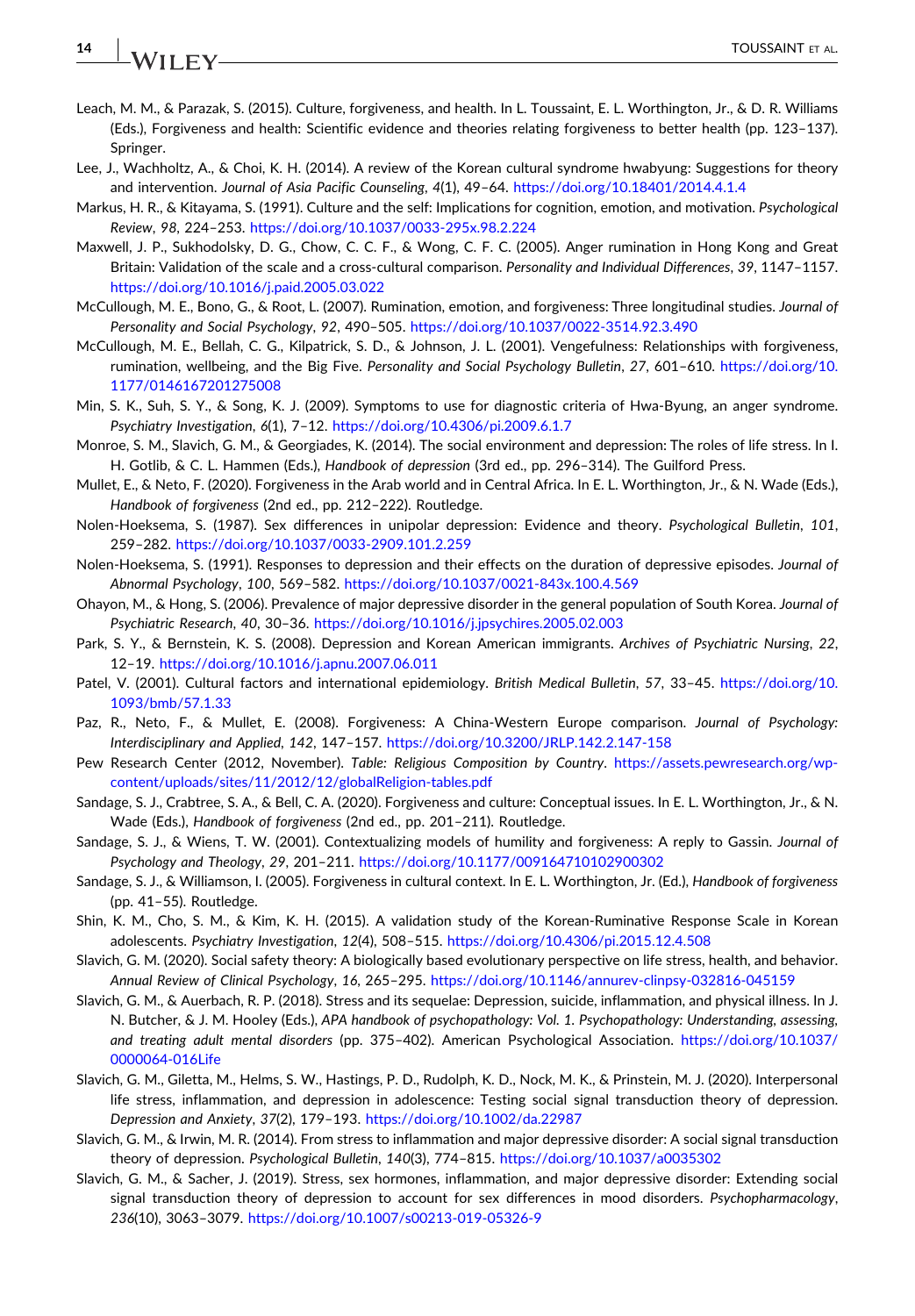Leach, M. M., & Parazak, S. (2015). Culture, forgiveness, and health. In L. Toussaint, E. L. Worthington, Jr., & D. R. Williams (Eds.), Forgiveness and health: Scientific evidence and theories relating forgiveness to better health (pp. 123–137). Springer.

Lee, J., Wachholtz, A., & Choi, K. H. (2014). A review of the Korean cultural syndrome hwabyung: Suggestions for theory and intervention. *Journal of Asia Pacific Counseling*, *4*(1), 49–64. https://doi.org/10.18401/2014.4.1.4

Markus, H. R., & Kitayama, S. (1991). Culture and the self: Implications for cognition, emotion, and motivation. *Psychological Review*, *98*, 224–253. https://doi.org/10.1037/0033-295x.98.2.224

Maxwell, J. P., Sukhodolsky, D. G., Chow, C. C. F., & Wong, C. F. C. (2005). Anger rumination in Hong Kong and Great Britain: Validation of the scale and a cross-cultural comparison. *Personality and Individual Differences*, *39*, 1147–1157. https://doi.org/10.1016/j.paid.2005.03.022

McCullough, M. E., Bono, G., & Root, L. (2007). Rumination, emotion, and forgiveness: Three longitudinal studies. *Journal of Personality and Social Psychology*, *92*, 490–505. https://doi.org/10.1037/0022-3514.92.3.490

McCullough, M. E., Bellah, C. G., Kilpatrick, S. D., & Johnson, J. L. (2001). Vengefulness: Relationships with forgiveness, rumination, wellbeing, and the Big Five. *Personality and Social Psychology Bulletin*, *27*, 601–610. https://doi.org/10.1177/0146167201275008

Min, S. K., Suh, S. Y., & Song, K. J. (2009). Symptoms to use for diagnostic criteria of Hwa-Byung, an anger syndrome. *Psychiatry Investigation*, *6*(1), 7–12. https://doi.org/10.4306/pi.2009.6.1.7

Monroe, S. M., Slavich, G. M., & Georgiades, K. (2014). The social environment and depression: The roles of life stress. In I. H. Gotlib, & C. L. Hammen (Eds.), *Handbook of depression* (3rd ed., pp. 296–314). The Guilford Press.

Mullet, E., & Neto, F. (2020). Forgiveness in the Arab world and in Central Africa. In E. L. Worthington, Jr., & N. Wade (Eds.), *Handbook of forgiveness* (2nd ed., pp. 212–222). Routledge.

Nolen-Hoeksema, S. (1987). Sex differences in unipolar depression: Evidence and theory. *Psychological Bulletin*, *101*, 259–282. https://doi.org/10.1037/0033-2909.101.2.259

Nolen-Hoeksema, S. (1991). Responses to depression and their effects on the duration of depressive episodes. *Journal of Abnormal Psychology*, *100*, 569–582. https://doi.org/10.1037/0021-843x.100.4.569

Ohayon, M., & Hong, S. (2006). Prevalence of major depressive disorder in the general population of South Korea. *Journal of Psychiatric Research*, *40*, 30–36. https://doi.org/10.1016/j.jpsychires.2005.02.003

Park, S. Y., & Bernstein, K. S. (2008). Depression and Korean American immigrants. *Archives of Psychiatric Nursing*, *22*, 12–19. https://doi.org/10.1016/j.apnu.2007.06.011

Patel, V. (2001). Cultural factors and international epidemiology. *British Medical Bulletin*, *57*, 33–45. https://doi.org/10.1093/bmb/57.1.33

Paz, R., Neto, F., & Mullet, E. (2008). Forgiveness: A China-Western Europe comparison. *Journal of Psychology: Interdisciplinary and Applied*, *142*, 147–157. https://doi.org/10.3200/JRLP.142.2.147-158

Pew Research Center (2012, November). *Table: Religious Composition by Country*. https://assets.pewresearch.org/wp-content/uploads/sites/11/2012/12/globalReligion-tables.pdf

Sandage, S. J., Crabtree, S. A., & Bell, C. A. (2020). Forgiveness and culture: Conceptual issues. In E. L. Worthington, Jr., & N. Wade (Eds.), *Handbook of forgiveness* (2nd ed., pp. 201–211). Routledge.

Sandage, S. J., & Wiens, T. W. (2001). Contextualizing models of humility and forgiveness: A reply to Gassin. *Journal of Psychology and Theology*, *29*, 201–211. https://doi.org/10.1177/009164710102900302

Sandage, S. J., & Williamson, I. (2005). Forgiveness in cultural context. In E. L. Worthington, Jr. (Ed.), *Handbook of forgiveness* (pp. 41–55). Routledge.

Shin, K. M., Cho, S. M., & Kim, K. H. (2015). A validation study of the Korean-Ruminative Response Scale in Korean adolescents. *Psychiatry Investigation*, *12*(4), 508–515. https://doi.org/10.4306/pi.2015.12.4.508

Slavich, G. M. (2020). Social safety theory: A biologically based evolutionary perspective on life stress, health, and behavior. *Annual Review of Clinical Psychology*, *16*, 265–295. https://doi.org/10.1146/annurev-clinpsy-032816-045159

Slavich, G. M., & Auerbach, R. P. (2018). Stress and its sequelae: Depression, suicide, inflammation, and physical illness. In J. N. Butcher, & J. M. Hooley (Eds.), *APA handbook of psychopathology: Vol. 1. Psychopathology: Understanding, assessing, and treating adult mental disorders* (pp. 375–402). American Psychological Association. https://doi.org/10.1037/0000064-016Life

Slavich, G. M., Giletta, M., Helms, S. W., Hastings, P. D., Rudolph, K. D., Nock, M. K., & Prinstein, M. J. (2020). Interpersonal life stress, inflammation, and depression in adolescence: Testing social signal transduction theory of depression. *Depression and Anxiety*, *37*(2), 179–193. https://doi.org/10.1002/da.22987

Slavich, G. M., & Irwin, M. R. (2014). From stress to inflammation and major depressive disorder: A social signal transduction theory of depression. *Psychological Bulletin*, *140*(3), 774–815. https://doi.org/10.1037/a0035302

Slavich, G. M., & Sacher, J. (2019). Stress, sex hormones, inflammation, and major depressive disorder: Extending social signal transduction theory of depression to account for sex differences in mood disorders. *Psychopharmacology*, *236*(10), 3063–3079. https://doi.org/10.1007/s00213-019-05326-9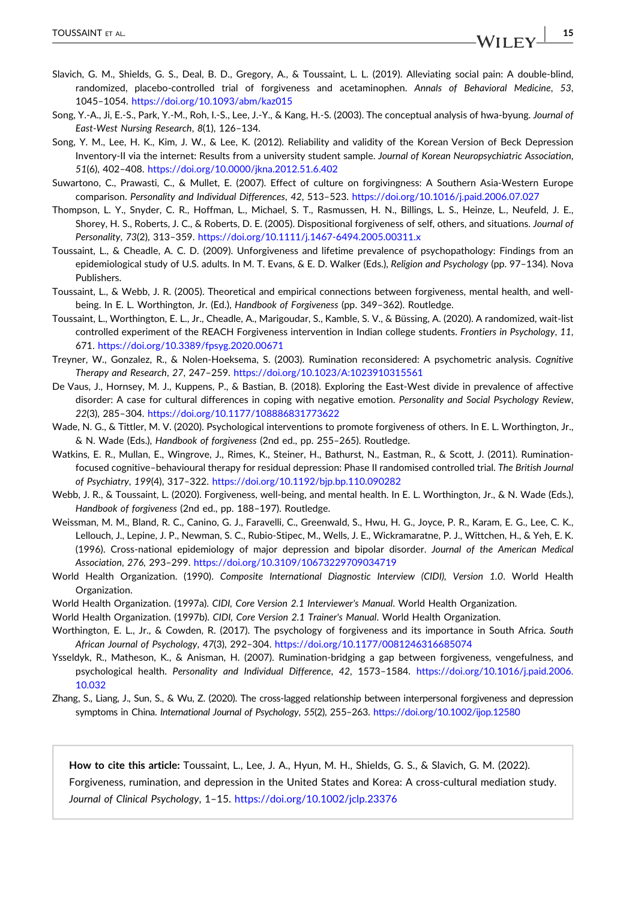Slavich, G. M., Shields, G. S., Deal, B. D., Gregory, A., & Toussaint, L. L. (2019). Alleviating social pain: A double-blind, randomized, placebo-controlled trial of forgiveness and acetaminophen. *Annals of Behavioral Medicine*, *53*, 1045–1054. https://doi.org/10.1093/abm/kaz015

Song, Y.-A., Ji, E.-S., Park, Y.-M., Roh, I.-S., Lee, J.-Y., & Kang, H.-S. (2003). The conceptual analysis of hwa-byung. *Journal of East-West Nursing Research*, *8*(1), 126–134.

Song, Y. M., Lee, H. K., Kim, J. W., & Lee, K. (2012). Reliability and validity of the Korean Version of Beck Depression Inventory-II via the internet: Results from a university student sample. *Journal of Korean Neuropsychiatric Association*, *51*(6), 402–408. https://doi.org/10.0000/jkna.2012.51.6.402

Suwartono, C., Prawasti, C., & Mullet, E. (2007). Effect of culture on forgivingness: A Southern Asia-Western Europe comparison. *Personality and Individual Differences*, *42*, 513–523. https://doi.org/10.1016/j.paid.2006.07.027

Thompson, L. Y., Snyder, C. R., Hoffman, L., Michael, S. T., Rasmussen, H. N., Billings, L. S., Heinze, L., Neufeld, J. E., Shorey, H. S., Roberts, J. C., & Roberts, D. E. (2005). Dispositional forgiveness of self, others, and situations. *Journal of Personality*, *73*(2), 313–359. https://doi.org/10.1111/j.1467-6494.2005.00311.x

Toussaint, L., & Cheadle, A. C. D. (2009). Unforgiveness and lifetime prevalence of psychopathology: Findings from an epidemiological study of U.S. adults. In M. T. Evans, & E. D. Walker (Eds.), *Religion and Psychology* (pp. 97–134). Nova Publishers.

Toussaint, L., & Webb, J. R. (2005). Theoretical and empirical connections between forgiveness, mental health, and well-being. In E. L. Worthington, Jr. (Ed.), *Handbook of Forgiveness* (pp. 349–362). Routledge.

Toussaint, L., Worthington, E. L., Jr., Cheadle, A., Marigoudar, S., Kamble, S. V., & Büssing, A. (2020). A randomized, wait-list controlled experiment of the REACH Forgiveness intervention in Indian college students. *Frontiers in Psychology*, *11*, 671. https://doi.org/10.3389/fpsyg.2020.00671

Treyner, W., Gonzalez, R., & Nolen-Hoeksema, S. (2003). Rumination reconsidered: A psychometric analysis. *Cognitive Therapy and Research*, *27*, 247–259. https://doi.org/10.1023/A:1023910315561

De Vaus, J., Hornsey, M. J., Kuppens, P., & Bastian, B. (2018). Exploring the East-West divide in prevalence of affective disorder: A case for cultural differences in coping with negative emotion. *Personality and Social Psychology Review*, *22*(3), 285–304. https://doi.org/10.1177/108886831773622

Wade, N. G., & Tittler, M. V. (2020). Psychological interventions to promote forgiveness of others. In E. L. Worthington, Jr., & N. Wade (Eds.), *Handbook of forgiveness* (2nd ed., pp. 255–265). Routledge.

Watkins, E. R., Mullan, E., Wingrove, J., Rimes, K., Steiner, H., Bathurst, N., Eastman, R., & Scott, J. (2011). Rumination-focused cognitive–behavioural therapy for residual depression: Phase II randomised controlled trial. *The British Journal of Psychiatry*, *199*(4), 317–322. https://doi.org/10.1192/bjp.bp.110.090282

Webb, J. R., & Toussaint, L. (2020). Forgiveness, well-being, and mental health. In E. L. Worthington, Jr., & N. Wade (Eds.), *Handbook of forgiveness* (2nd ed., pp. 188–197). Routledge.

Weissman, M. M., Bland, R. C., Canino, G. J., Faravelli, C., Greenwald, S., Hwu, H. G., Joyce, P. R., Karam, E. G., Lee, C. K., Lellouch, J., Lepine, J. P., Newman, S. C., Rubio-Stipec, M., Wells, J. E., Wickramaratne, P. J., Wittchen, H., & Yeh, E. K. (1996). Cross-national epidemiology of major depression and bipolar disorder. *Journal of the American Medical Association*, *276*, 293–299. https://doi.org/10.3109/10673229709034719

World Health Organization. (1990). *Composite International Diagnostic Interview (CIDI), Version 1.0*. World Health Organization.

World Health Organization. (1997a). *CIDI, Core Version 2.1 Interviewer's Manual*. World Health Organization.

World Health Organization. (1997b). *CIDI, Core Version 2.1 Trainer's Manual*. World Health Organization.

Worthington, E. L., Jr., & Cowden, R. (2017). The psychology of forgiveness and its importance in South Africa. *South African Journal of Psychology*, *47*(3), 292–304. https://doi.org/10.1177/0081246316685074

Ysseldyk, R., Matheson, K., & Anisman, H. (2007). Rumination-bridging a gap between forgiveness, vengefulness, and psychological health. *Personality and Individual Difference*, *42*, 1573–1584. https://doi.org/10.1016/j.paid.2006.10.032

Zhang, S., Liang, J., Sun, S., & Wu, Z. (2020). The cross-lagged relationship between interpersonal forgiveness and depression symptoms in China. *International Journal of Psychology*, *55*(2), 255–263. https://doi.org/10.1002/ijop.12580

**How to cite this article:** Toussaint, L., Lee, J. A., Hyun, M. H., Shields, G. S., & Slavich, G. M. (2022). Forgiveness, rumination, and depression in the United States and Korea: A cross-cultural mediation study. *Journal of Clinical Psychology*, 1–15. https://doi.org/10.1002/jclp.23376